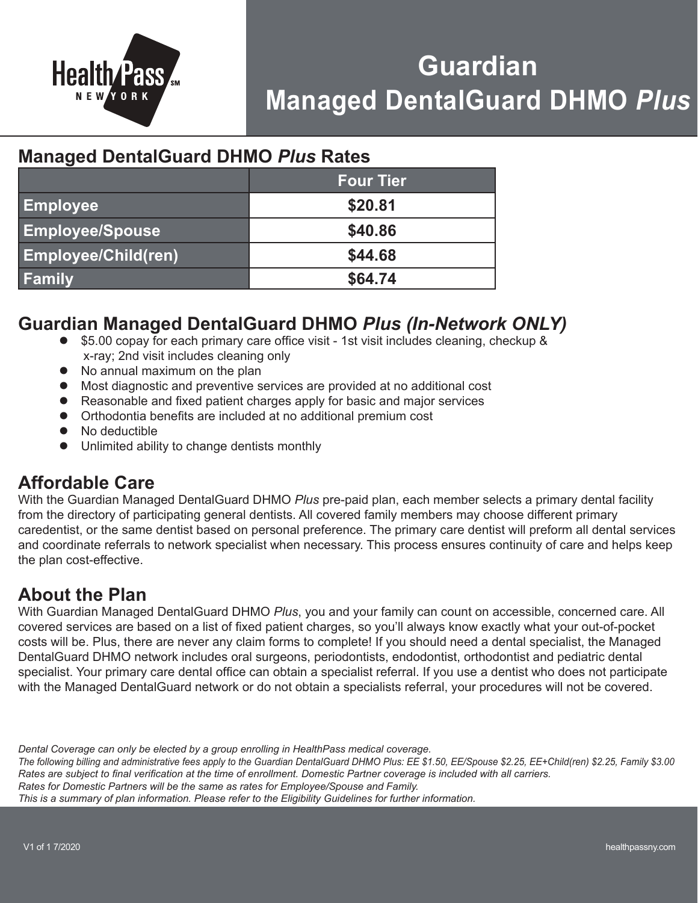# Guardian Managed DentalGuard DHMO *Plus*

## Managed DentalGuard DHMO *Plus* Rates

| | Four Tier |
|---|---|
| **Employee** | $20.81 |
| **Employee/Spouse** | $40.86 |
| **Employee/Child(ren)** | $44.68 |
| **Family** | $64.74 |

## Guardian Managed DentalGuard DHMO *Plus (In-Network ONLY)*

- $5.00 copay for each primary care office visit - 1st visit includes cleaning, checkup & x-ray; 2nd visit includes cleaning only
- No annual maximum on the plan
- Most diagnostic and preventive services are provided at no additional cost
- Reasonable and fixed patient charges apply for basic and major services
- Orthodontia benefits are included at no additional premium cost
- No deductible
- Unlimited ability to change dentists monthly

## Affordable Care

With the Guardian Managed DentalGuard DHMO *Plus* pre-paid plan, each member selects a primary dental facility from the directory of participating general dentists. All covered family members may choose different primary caredentist, or the same dentist based on personal preference. The primary care dentist will preform all dental services and coordinate referrals to network specialist when necessary. This process ensures continuity of care and helps keep the plan cost-effective.

## About the Plan

With Guardian Managed DentalGuard DHMO *Plus*, you and your family can count on accessible, concerned care. All covered services are based on a list of fixed patient charges, so you'll always know exactly what your out-of-pocket costs will be. Plus, there are never any claim forms to complete! If you should need a dental specialist, the Managed DentalGuard DHMO network includes oral surgeons, periodontists, endodontist, orthodontist and pediatric dental specialist. Your primary care dental office can obtain a specialist referral. If you use a dentist who does not participate with the Managed DentalGuard network or do not obtain a specialists referral, your procedures will not be covered.

*Dental Coverage can only be elected by a group enrolling in HealthPass medical coverage.*
*The following billing and administrative fees apply to the Guardian DentalGuard DHMO Plus: EE $1.50, EE/Spouse $2.25, EE+Child(ren) $2.25, Family $3.00*
*Rates are subject to final verification at the time of enrollment. Domestic Partner coverage is included with all carriers.*
*Rates for Domestic Partners will be the same as rates for Employee/Spouse and Family.*
*This is a summary of plan information. Please refer to the Eligibility Guidelines for further information.*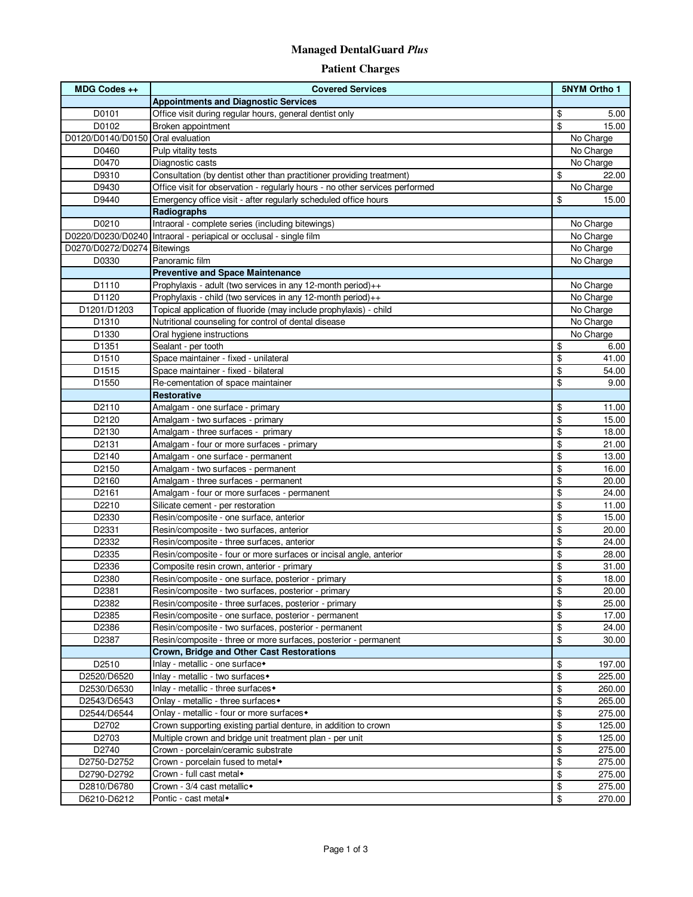# Managed DentalGuard *Plus*

## Patient Charges

| MDG Codes ++ | Covered Services | 5NYM Ortho 1 |
|---|---|---|
| | **Appointments and Diagnostic Services** | |
| D0101 | Office visit during regular hours, general dentist only | $ 5.00 |
| D0102 | Broken appointment | $ 15.00 |
| D0120/D0140/D0150 | Oral evaluation | No Charge |
| D0460 | Pulp vitality tests | No Charge |
| D0470 | Diagnostic casts | No Charge |
| D9310 | Consultation (by dentist other than practitioner providing treatment) | $ 22.00 |
| D9430 | Office visit for observation - regularly hours - no other services performed | No Charge |
| D9440 | Emergency office visit - after regularly scheduled office hours | $ 15.00 |
| | **Radiographs** | |
| D0210 | Intraoral - complete series (including bitewings) | No Charge |
| D0220/D0230/D0240 | Intraoral - periapical or occlusal - single film | No Charge |
| D0270/D0272/D0274 | Bitewings | No Charge |
| D0330 | Panoramic film | No Charge |
| | **Preventive and Space Maintenance** | |
| D1110 | Prophylaxis - adult (two services in any 12-month period)++ | No Charge |
| D1120 | Prophylaxis - child (two services in any 12-month period)++ | No Charge |
| D1201/D1203 | Topical application of fluoride (may include prophylaxis) - child | No Charge |
| D1310 | Nutritional counseling for control of dental disease | No Charge |
| D1330 | Oral hygiene instructions | No Charge |
| D1351 | Sealant - per tooth | $ 6.00 |
| D1510 | Space maintainer - fixed - unilateral | $ 41.00 |
| D1515 | Space maintainer - fixed - bilateral | $ 54.00 |
| D1550 | Re-cementation of space maintainer | $ 9.00 |
| | **Restorative** | |
| D2110 | Amalgam - one surface - primary | $ 11.00 |
| D2120 | Amalgam - two surfaces - primary | $ 15.00 |
| D2130 | Amalgam - three surfaces - primary | $ 18.00 |
| D2131 | Amalgam - four or more surfaces - primary | $ 21.00 |
| D2140 | Amalgam - one surface - permanent | $ 13.00 |
| D2150 | Amalgam - two surfaces - permanent | $ 16.00 |
| D2160 | Amalgam - three surfaces - permanent | $ 20.00 |
| D2161 | Amalgam - four or more surfaces - permanent | $ 24.00 |
| D2210 | Silicate cement - per restoration | $ 11.00 |
| D2330 | Resin/composite - one surface, anterior | $ 15.00 |
| D2331 | Resin/composite - two surfaces, anterior | $ 20.00 |
| D2332 | Resin/composite - three surfaces, anterior | $ 24.00 |
| D2335 | Resin/composite - four or more surfaces or incisal angle, anterior | $ 28.00 |
| D2336 | Composite resin crown, anterior - primary | $ 31.00 |
| D2380 | Resin/composite - one surface, posterior - primary | $ 18.00 |
| D2381 | Resin/composite - two surfaces, posterior - primary | $ 20.00 |
| D2382 | Resin/composite - three surfaces, posterior - primary | $ 25.00 |
| D2385 | Resin/composite - one surface, posterior - permanent | $ 17.00 |
| D2386 | Resin/composite - two surfaces, posterior - permanent | $ 24.00 |
| D2387 | Resin/composite - three or more surfaces, posterior - permanent | $ 30.00 |
| | **Crown, Bridge and Other Cast Restorations** | |
| D2510 | Inlay - metallic - one surface◆ | $ 197.00 |
| D2520/D6520 | Inlay - metallic - two surfaces◆ | $ 225.00 |
| D2530/D6530 | Inlay - metallic - three surfaces◆ | $ 260.00 |
| D2543/D6543 | Onlay - metallic - three surfaces◆ | $ 265.00 |
| D2544/D6544 | Onlay - metallic - four or more surfaces◆ | $ 275.00 |
| D2702 | Crown supporting existing partial denture, in addition to crown | $ 125.00 |
| D2703 | Multiple crown and bridge unit treatment plan - per unit | $ 125.00 |
| D2740 | Crown - porcelain/ceramic substrate | $ 275.00 |
| D2750-D2752 | Crown - porcelain fused to metal◆ | $ 275.00 |
| D2790-D2792 | Crown - full cast metal◆ | $ 275.00 |
| D2810/D6780 | Crown - 3/4 cast metallic◆ | $ 275.00 |
| D6210-D6212 | Pontic - cast metal◆ | $ 270.00 |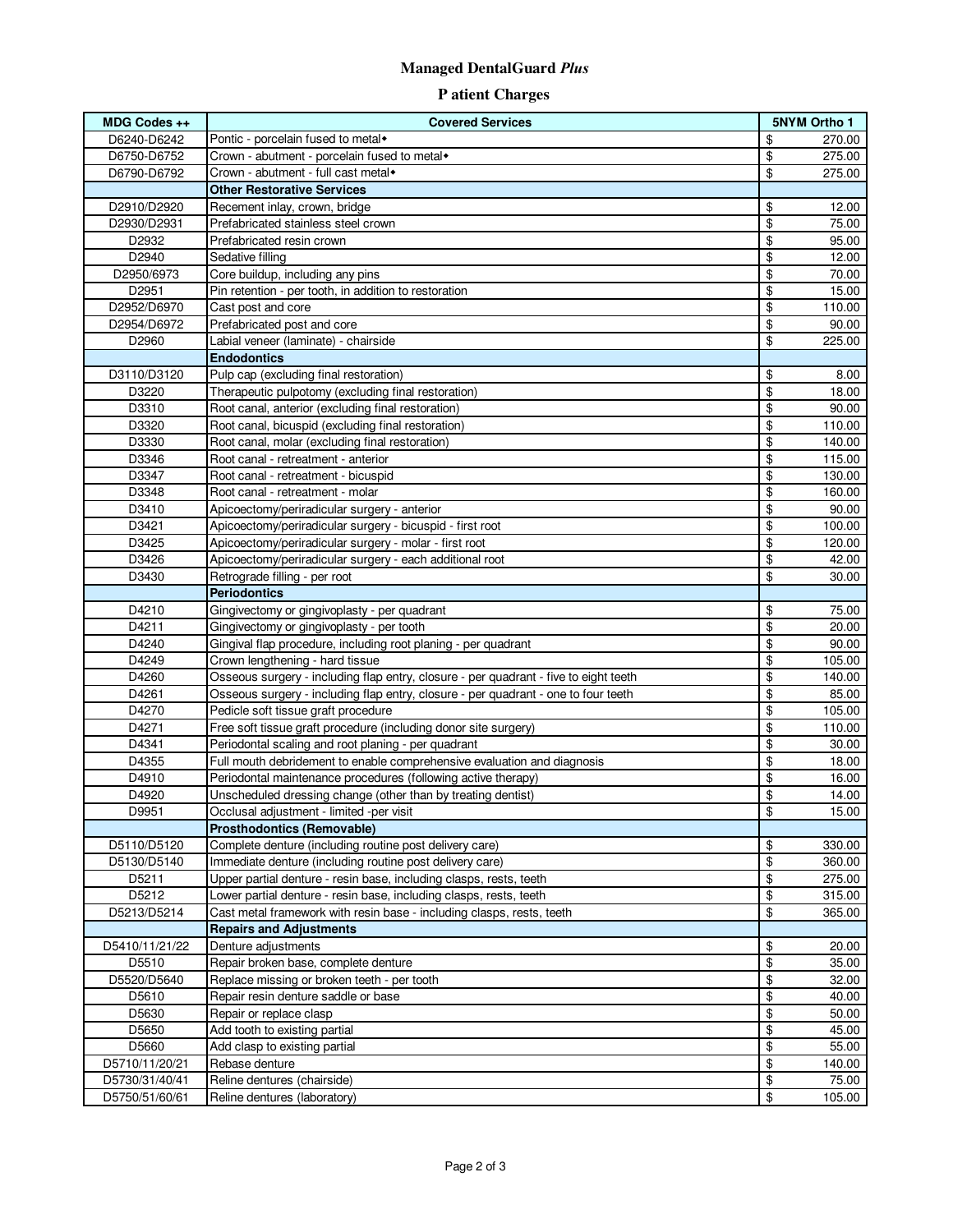# Managed DentalGuard *Plus*

## Patient Charges

| MDG Codes ++ | Covered Services | 5NYM Ortho 1 |
|---|---|---|
| D6240-D6242 | Pontic - porcelain fused to metal◆ | $ 270.00 |
| D6750-D6752 | Crown - abutment - porcelain fused to metal◆ | $ 275.00 |
| D6790-D6792 | Crown - abutment - full cast metal◆ | $ 275.00 |
| | **Other Restorative Services** | |
| D2910/D2920 | Recement inlay, crown, bridge | $ 12.00 |
| D2930/D2931 | Prefabricated stainless steel crown | $ 75.00 |
| D2932 | Prefabricated resin crown | $ 95.00 |
| D2940 | Sedative filling | $ 12.00 |
| D2950/6973 | Core buildup, including any pins | $ 70.00 |
| D2951 | Pin retention - per tooth, in addition to restoration | $ 15.00 |
| D2952/D6970 | Cast post and core | $ 110.00 |
| D2954/D6972 | Prefabricated post and core | $ 90.00 |
| D2960 | Labial veneer (laminate) - chairside | $ 225.00 |
| | **Endodontics** | |
| D3110/D3120 | Pulp cap (excluding final restoration) | $ 8.00 |
| D3220 | Therapeutic pulpotomy (excluding final restoration) | $ 18.00 |
| D3310 | Root canal, anterior (excluding final restoration) | $ 90.00 |
| D3320 | Root canal, bicuspid (excluding final restoration) | $ 110.00 |
| D3330 | Root canal, molar (excluding final restoration) | $ 140.00 |
| D3346 | Root canal - retreatment - anterior | $ 115.00 |
| D3347 | Root canal - retreatment - bicuspid | $ 130.00 |
| D3348 | Root canal - retreatment - molar | $ 160.00 |
| D3410 | Apicoectomy/periradicular surgery - anterior | $ 90.00 |
| D3421 | Apicoectomy/periradicular surgery - bicuspid - first root | $ 100.00 |
| D3425 | Apicoectomy/periradicular surgery - molar - first root | $ 120.00 |
| D3426 | Apicoectomy/periradicular surgery - each additional root | $ 42.00 |
| D3430 | Retrograde filling - per root | $ 30.00 |
| | **Periodontics** | |
| D4210 | Gingivectomy or gingivoplasty - per quadrant | $ 75.00 |
| D4211 | Gingivectomy or gingivoplasty - per tooth | $ 20.00 |
| D4240 | Gingival flap procedure, including root planing - per quadrant | $ 90.00 |
| D4249 | Crown lengthening - hard tissue | $ 105.00 |
| D4260 | Osseous surgery - including flap entry, closure - per quadrant - five to eight teeth | $ 140.00 |
| D4261 | Osseous surgery - including flap entry, closure - per quadrant - one to four teeth | $ 85.00 |
| D4270 | Pedicle soft tissue graft procedure | $ 105.00 |
| D4271 | Free soft tissue graft procedure (including donor site surgery) | $ 110.00 |
| D4341 | Periodontal scaling and root planing - per quadrant | $ 30.00 |
| D4355 | Full mouth debridement to enable comprehensive evaluation and diagnosis | $ 18.00 |
| D4910 | Periodontal maintenance procedures (following active therapy) | $ 16.00 |
| D4920 | Unscheduled dressing change (other than by treating dentist) | $ 14.00 |
| D9951 | Occlusal adjustment - limited -per visit | $ 15.00 |
| | **Prosthodontics (Removable)** | |
| D5110/D5120 | Complete denture (including routine post delivery care) | $ 330.00 |
| D5130/D5140 | Immediate denture (including routine post delivery care) | $ 360.00 |
| D5211 | Upper partial denture - resin base, including clasps, rests, teeth | $ 275.00 |
| D5212 | Lower partial denture - resin base, including clasps, rests, teeth | $ 315.00 |
| D5213/D5214 | Cast metal framework with resin base - including clasps, rests, teeth | $ 365.00 |
| | **Repairs and Adjustments** | |
| D5410/11/21/22 | Denture adjustments | $ 20.00 |
| D5510 | Repair broken base, complete denture | $ 35.00 |
| D5520/D5640 | Replace missing or broken teeth - per tooth | $ 32.00 |
| D5610 | Repair resin denture saddle or base | $ 40.00 |
| D5630 | Repair or replace clasp | $ 50.00 |
| D5650 | Add tooth to existing partial | $ 45.00 |
| D5660 | Add clasp to existing partial | $ 55.00 |
| D5710/11/20/21 | Rebase denture | $ 140.00 |
| D5730/31/40/41 | Reline dentures (chairside) | $ 75.00 |
| D5750/51/60/61 | Reline dentures (laboratory) | $ 105.00 |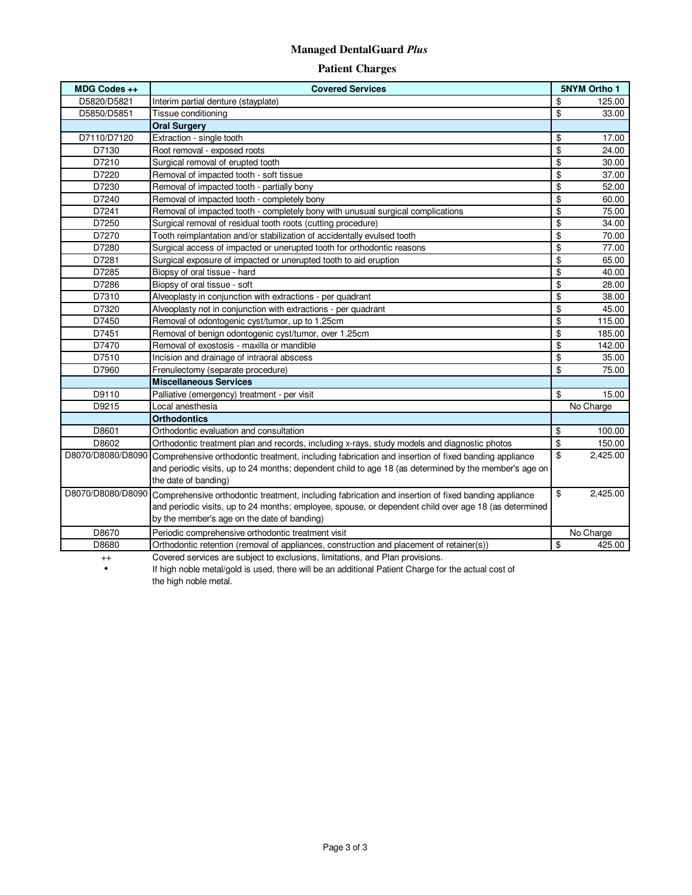# Managed DentalGuard *Plus*

## Patient Charges

| MDG Codes ++ | Covered Services | 5NYM Ortho 1 |
|---|---|---|
| D5820/D5821 | Interim partial denture (stayplate) | $ 125.00 |
| D5850/D5851 | Tissue conditioning | $ 33.00 |
| | **Oral Surgery** | |
| D7110/D7120 | Extraction - single tooth | $ 17.00 |
| D7130 | Root removal - exposed roots | $ 24.00 |
| D7210 | Surgical removal of erupted tooth | $ 30.00 |
| D7220 | Removal of impacted tooth - soft tissue | $ 37.00 |
| D7230 | Removal of impacted tooth - partially bony | $ 52.00 |
| D7240 | Removal of impacted tooth - completely bony | $ 60.00 |
| D7241 | Removal of impacted tooth - completely bony with unusual surgical complications | $ 75.00 |
| D7250 | Surgical removal of residual tooth roots (cutting procedure) | $ 34.00 |
| D7270 | Tooth reimplantation and/or stabilization of accidentally evulsed tooth | $ 70.00 |
| D7280 | Surgical access of impacted or unerupted tooth for orthodontic reasons | $ 77.00 |
| D7281 | Surgical exposure of impacted or unerupted tooth to aid eruption | $ 65.00 |
| D7285 | Biopsy of oral tissue - hard | $ 40.00 |
| D7286 | Biopsy of oral tissue - soft | $ 28.00 |
| D7310 | Alveoplasty in conjunction with extractions - per quadrant | $ 38.00 |
| D7320 | Alveoplasty not in conjunction with extractions - per quadrant | $ 45.00 |
| D7450 | Removal of odontogenic cyst/tumor, up to 1.25cm | $ 115.00 |
| D7451 | Removal of benign odontogenic cyst/tumor, over 1.25cm | $ 185.00 |
| D7470 | Removal of exostosis - maxilla or mandible | $ 142.00 |
| D7510 | Incision and drainage of intraoral abscess | $ 35.00 |
| D7960 | Frenulectomy (separate procedure) | $ 75.00 |
| | **Miscellaneous Services** | |
| D9110 | Palliative (emergency) treatment - per visit | $ 15.00 |
| D9215 | Local anesthesia | No Charge |
| | **Orthodontics** | |
| D8601 | Orthodontic evaluation and consultation | $ 100.00 |
| D8602 | Orthodontic treatment plan and records, including x-rays, study models and diagnostic photos | $ 150.00 |
| D8070/D8080/D8090 | Comprehensive orthodontic treatment, including fabrication and insertion of fixed banding appliance and periodic visits, up to 24 months; dependent child to age 18 (as determined by the member's age on the date of banding) | $ 2,425.00 |
| D8070/D8080/D8090 | Comprehensive orthodontic treatment, including fabrication and insertion of fixed banding appliance and periodic visits, up to 24 months; employee, spouse, or dependent child over age 18 (as determined by the member's age on the date of banding) | $ 2,425.00 |
| D8670 | Periodic comprehensive orthodontic treatment visit | No Charge |
| D8680 | Orthodontic retention (removal of appliances, construction and placement of retainer(s)) | $ 425.00 |

++ Covered services are subject to exclusions, limitations, and Plan provisions.

◆ If high noble metal/gold is used, there will be an additional Patient Charge for the actual cost of the high noble metal.